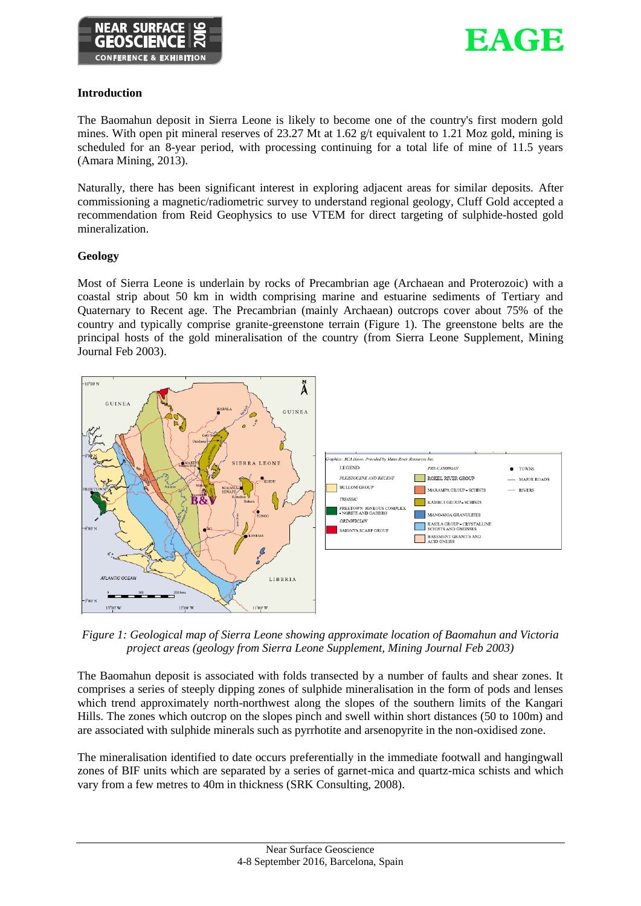## Introduction

The Baomahun deposit in Sierra Leone is likely to become one of the country's first modern gold mines. With open pit mineral reserves of 23.27 Mt at 1.62 g/t equivalent to 1.21 Moz gold, mining is scheduled for an 8-year period, with processing continuing for a total life of mine of 11.5 years (Amara Mining, 2013).

Naturally, there has been significant interest in exploring adjacent areas for similar deposits. After commissioning a magnetic/radiometric survey to understand regional geology, Cluff Gold accepted a recommendation from Reid Geophysics to use VTEM for direct targeting of sulphide-hosted gold mineralization.

## Geology

Most of Sierra Leone is underlain by rocks of Precambrian age (Archaean and Proterozoic) with a coastal strip about 50 km in width comprising marine and estuarine sediments of Tertiary and Quaternary to Recent age. The Precambrian (mainly Archaean) outcrops cover about 75% of the country and typically comprise granite-greenstone terrain (Figure 1). The greenstone belts are the principal hosts of the gold mineralisation of the country (from Sierra Leone Supplement, Mining Journal Feb 2003).

*Figure 1: Geological map of Sierra Leone showing approximate location of Baomahun and Victoria project areas (geology from Sierra Leone Supplement, Mining Journal Feb 2003)*

The Baomahun deposit is associated with folds transected by a number of faults and shear zones. It comprises a series of steeply dipping zones of sulphide mineralisation in the form of pods and lenses which trend approximately north-northwest along the slopes of the southern limits of the Kangari Hills. The zones which outcrop on the slopes pinch and swell within short distances (50 to 100m) and are associated with sulphide minerals such as pyrrhotite and arsenopyrite in the non-oxidised zone.

The mineralisation identified to date occurs preferentially in the immediate footwall and hangingwall zones of BIF units which are separated by a series of garnet-mica and quartz-mica schists and which vary from a few metres to 40m in thickness (SRK Consulting, 2008).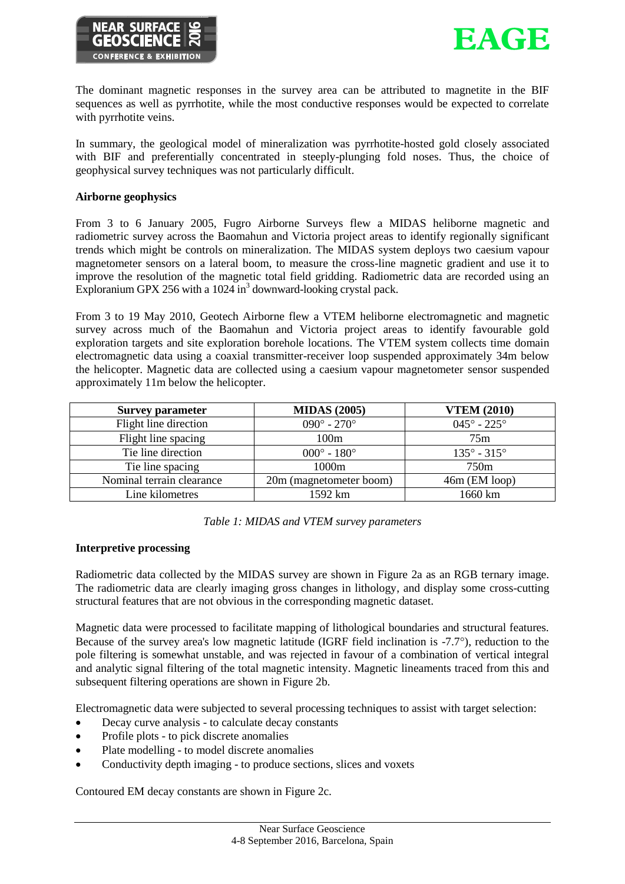The dominant magnetic responses in the survey area can be attributed to magnetite in the BIF sequences as well as pyrrhotite, while the most conductive responses would be expected to correlate with pyrrhotite veins.

In summary, the geological model of mineralization was pyrrhotite-hosted gold closely associated with BIF and preferentially concentrated in steeply-plunging fold noses. Thus, the choice of geophysical survey techniques was not particularly difficult.

**Airborne geophysics**

From 3 to 6 January 2005, Fugro Airborne Surveys flew a MIDAS heliborne magnetic and radiometric survey across the Baomahun and Victoria project areas to identify regionally significant trends which might be controls on mineralization. The MIDAS system deploys two caesium vapour magnetometer sensors on a lateral boom, to measure the cross-line magnetic gradient and use it to improve the resolution of the magnetic total field gridding. Radiometric data are recorded using an Exploranium GPX 256 with a 1024 $in^3$ downward-looking crystal pack.

From 3 to 19 May 2010, Geotech Airborne flew a VTEM heliborne electromagnetic and magnetic survey across much of the Baomahun and Victoria project areas to identify favourable gold exploration targets and site exploration borehole locations. The VTEM system collects time domain electromagnetic data using a coaxial transmitter-receiver loop suspended approximately 34m below the helicopter. Magnetic data are collected using a caesium vapour magnetometer sensor suspended approximately 11m below the helicopter.

| Survey parameter | MIDAS (2005) | VTEM (2010) |
|---|---|---|
| Flight line direction | 090° - 270° | 045° - 225° |
| Flight line spacing | 100m | 75m |
| Tie line direction | 000° - 180° | 135° - 315° |
| Tie line spacing | 1000m | 750m |
| Nominal terrain clearance | 20m (magnetometer boom) | 46m (EM loop) |
| Line kilometres | 1592 km | 1660 km |

*Table 1: MIDAS and VTEM survey parameters*

**Interpretive processing**

Radiometric data collected by the MIDAS survey are shown in Figure 2a as an RGB ternary image. The radiometric data are clearly imaging gross changes in lithology, and display some cross-cutting structural features that are not obvious in the corresponding magnetic dataset.

Magnetic data were processed to facilitate mapping of lithological boundaries and structural features. Because of the survey area's low magnetic latitude (IGRF field inclination is -7.7°), reduction to the pole filtering is somewhat unstable, and was rejected in favour of a combination of vertical integral and analytic signal filtering of the total magnetic intensity. Magnetic lineaments traced from this and subsequent filtering operations are shown in Figure 2b.

Electromagnetic data were subjected to several processing techniques to assist with target selection:

- Decay curve analysis - to calculate decay constants
- Profile plots - to pick discrete anomalies
- Plate modelling - to model discrete anomalies
- Conductivity depth imaging - to produce sections, slices and voxets

Contoured EM decay constants are shown in Figure 2c.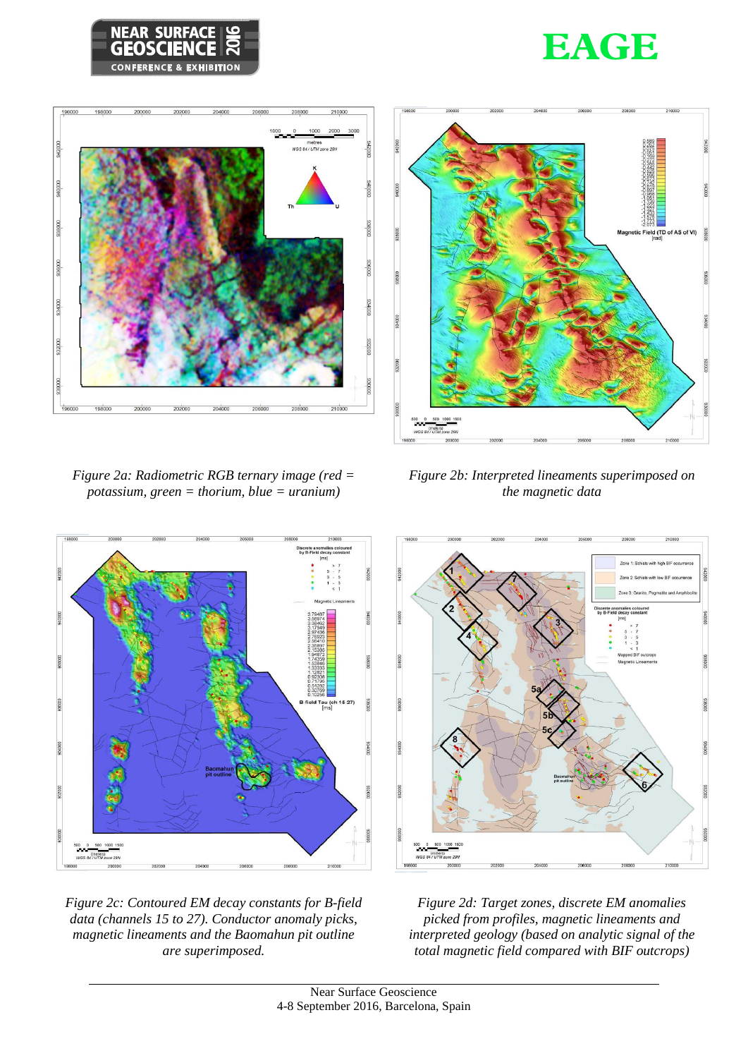Figure 2a: Radiometric RGB ternary image (red = potassium, green = thorium, blue = uranium)

Figure 2b: Interpreted lineaments superimposed on the magnetic data

Figure 2c: Contoured EM decay constants for B-field data (channels 15 to 27). Conductor anomaly picks, magnetic lineaments and the Baomahun pit outline are superimposed.

Figure 2d: Target zones, discrete EM anomalies picked from profiles, magnetic lineaments and interpreted geology (based on analytic signal of the total magnetic field compared with BIF outcrops)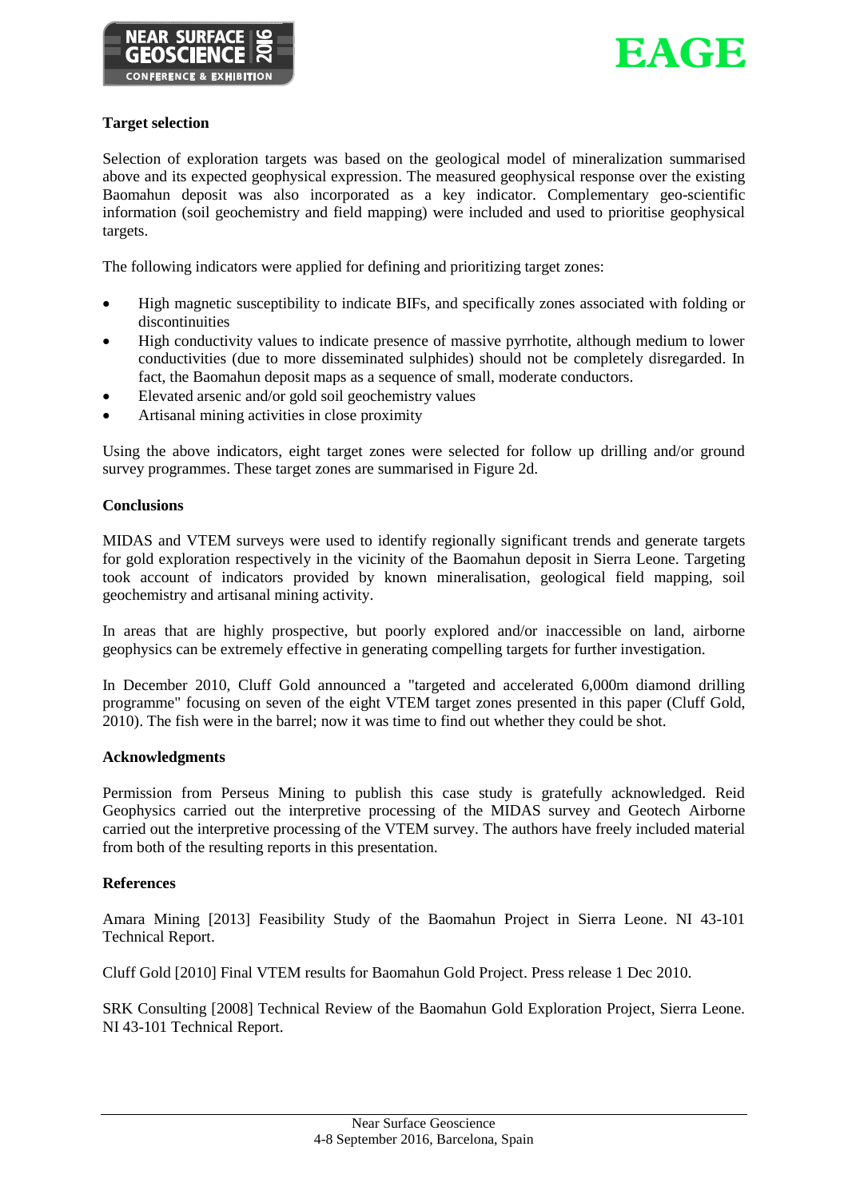**Target selection**

Selection of exploration targets was based on the geological model of mineralization summarised above and its expected geophysical expression. The measured geophysical response over the existing Baomahun deposit was also incorporated as a key indicator. Complementary geo-scientific information (soil geochemistry and field mapping) were included and used to prioritise geophysical targets.

The following indicators were applied for defining and prioritizing target zones:

- High magnetic susceptibility to indicate BIFs, and specifically zones associated with folding or discontinuities
- High conductivity values to indicate presence of massive pyrrhotite, although medium to lower conductivities (due to more disseminated sulphides) should not be completely disregarded. In fact, the Baomahun deposit maps as a sequence of small, moderate conductors.
- Elevated arsenic and/or gold soil geochemistry values
- Artisanal mining activities in close proximity

Using the above indicators, eight target zones were selected for follow up drilling and/or ground survey programmes. These target zones are summarised in Figure 2d.

**Conclusions**

MIDAS and VTEM surveys were used to identify regionally significant trends and generate targets for gold exploration respectively in the vicinity of the Baomahun deposit in Sierra Leone. Targeting took account of indicators provided by known mineralisation, geological field mapping, soil geochemistry and artisanal mining activity.

In areas that are highly prospective, but poorly explored and/or inaccessible on land, airborne geophysics can be extremely effective in generating compelling targets for further investigation.

In December 2010, Cluff Gold announced a "targeted and accelerated 6,000m diamond drilling programme" focusing on seven of the eight VTEM target zones presented in this paper (Cluff Gold, 2010). The fish were in the barrel; now it was time to find out whether they could be shot.

**Acknowledgments**

Permission from Perseus Mining to publish this case study is gratefully acknowledged. Reid Geophysics carried out the interpretive processing of the MIDAS survey and Geotech Airborne carried out the interpretive processing of the VTEM survey. The authors have freely included material from both of the resulting reports in this presentation.

**References**

Amara Mining [2013] Feasibility Study of the Baomahun Project in Sierra Leone. NI 43-101 Technical Report.

Cluff Gold [2010] Final VTEM results for Baomahun Gold Project. Press release 1 Dec 2010.

SRK Consulting [2008] Technical Review of the Baomahun Gold Exploration Project, Sierra Leone. NI 43-101 Technical Report.